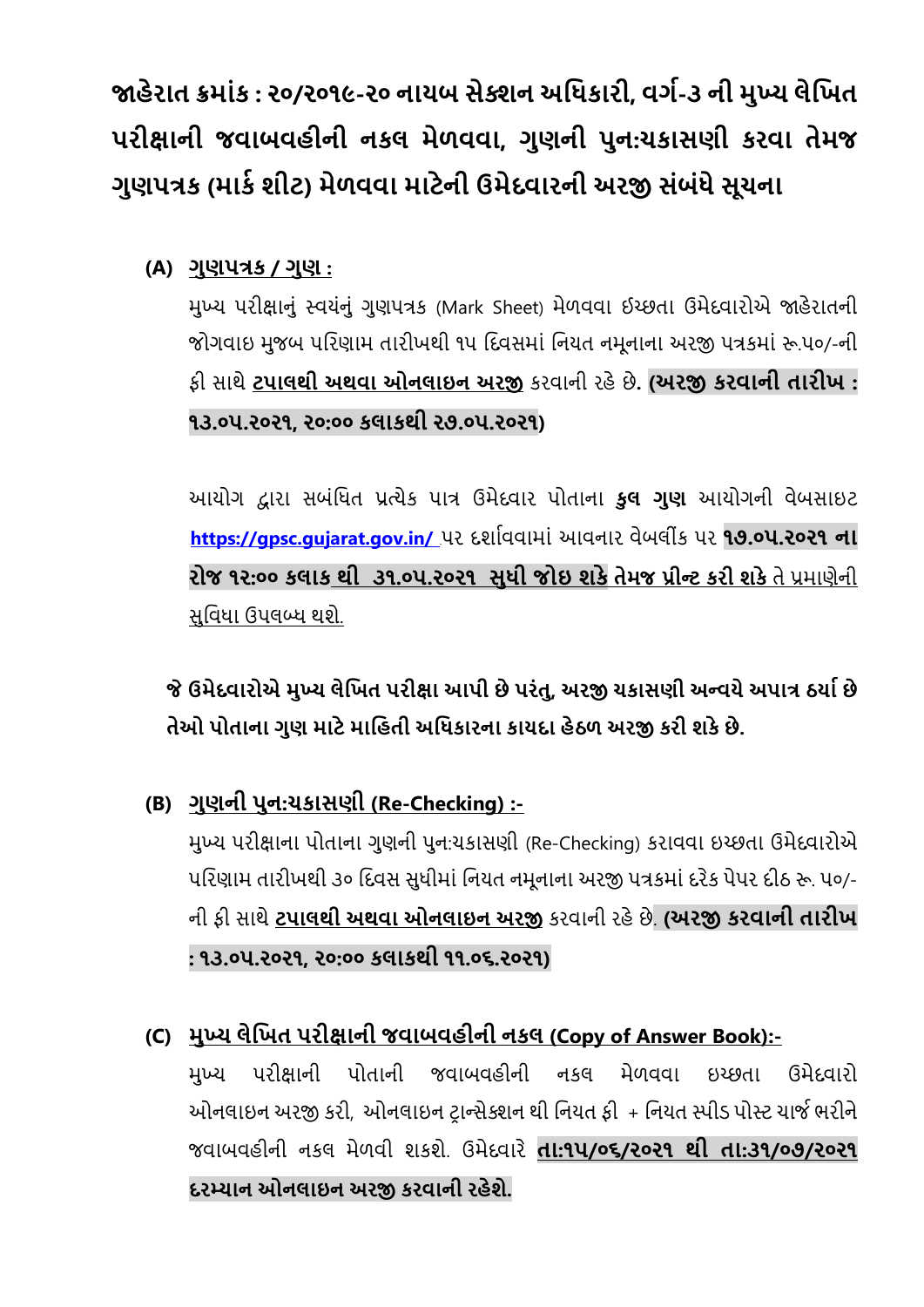# જાહેરાત ક્રમાંક : ૨૦/૨૦૧૯-૨૦ નાયબ સેક્શન અધિકારી, વર્ગ-૩ ની મુખ્ય લેખિત પરીક્ષાની જવાબવહીની નકલ મેળવવા, ગુણની પુનઃચકાસણી કરવા તેમજ ગુણપત્રક (માર્ક શીટ) મેળવવા માટેની ઉમેદવારની અરજી સંબંધે સૂચના

**(A) <u>ગુણપત્રક / ગુણ :</u>**

મુખ્ય પરીક્ષાનું સ્વયંનું ગુણપત્રક (Mark Sheet) મેળવવા ઈચ્છતા ઉમેદવારોએ જાહેરાતની જોગવાઇ મુજબ પરિણામ તારીખથી ૧૫ દિવસમાં નિયત નમૂનાના અરજી પત્રકમાં રૂ.૫૦/-ની ફી સાથે **<u>ટપાલથી અથવા ઓનલાઇન અરજી</u>** કરવાની રહે છે. **(અરજી કરવાની તારીખ : ૧૩.૦૫.૨૦૨૧, ૨૦:૦૦ કલાકથી ૨૭.૦૫.૨૦૨૧)**

આયોગ દ્વારા સબંધિત પ્રત્યેક પાત્ર ઉમેદવાર પોતાના **કુલ ગુણ** આયોગની વેબસાઇટ https://gpsc.gujarat.gov.in/ પર દર્શાવવામાં આવનાર વેબલીંક પર **૧૭.૦૫.૨૦૨૧ ના રોજ ૧૨:૦૦ કલાક થી ૩૧.૦૫.૨૦૨૧ સુધી જોઇ શકે તેમજ પ્રીન્ટ કરી શકે** <u>તે પ્રમાણેની સુવિધા ઉપલબ્ધ થશે.</u>

**જે ઉમેદવારોએ મુખ્ય લેખિત પરીક્ષા આપી છે પરંતુ, અરજી ચકાસણી અન્વયે અપાત્ર ઠર્યા છે તેઓ પોતાના ગુણ માટે માહિતી અધિકારના કાયદા હેઠળ અરજી કરી શકે છે.**

**(B) <u>ગુણની પુનઃચકાસણી (Re-Checking) :-</u>**

મુખ્ય પરીક્ષાના પોતાના ગુણની પુનઃચકાસણી (Re-Checking) કરાવવા ઇચ્છતા ઉમેદવારોએ પરિણામ તારીખથી ૩૦ દિવસ સુધીમાં નિયત નમૂનાના અરજી પત્રકમાં દરેક પેપર દીઠ રૂ. ૫૦/- ની ફી સાથે **<u>ટપાલથી અથવા ઓનલાઇન અરજી</u>** કરવાની રહે છે. **(અરજી કરવાની તારીખ : ૧૩.૦૫.૨૦૨૧, ૨૦:૦૦ કલાકથી ૧૧.૦૬.૨૦૨૧)**

**(C) <u>મુખ્ય લેખિત પરીક્ષાની જવાબવહીની નકલ (Copy of Answer Book):-</u>**

મુખ્ય પરીક્ષાની પોતાની જવાબવહીની નકલ મેળવવા ઇચ્છતા ઉમેદવારો ઓનલાઇન અરજી કરી, ઓનલાઇન ટ્રાન્સેક્શન થી નિયત ફી + નિયત સ્પીડ પોસ્ટ ચાર્જ ભરીને જવાબવહીની નકલ મેળવી શકશે. ઉમેદવારે **<u>તા:૧૫/૦૬/૨૦૨૧ થી તા:૩૧/૦૭/૨૦૨૧ દરમ્યાન ઓનલાઇન અરજી કરવાની રહેશે.</u>**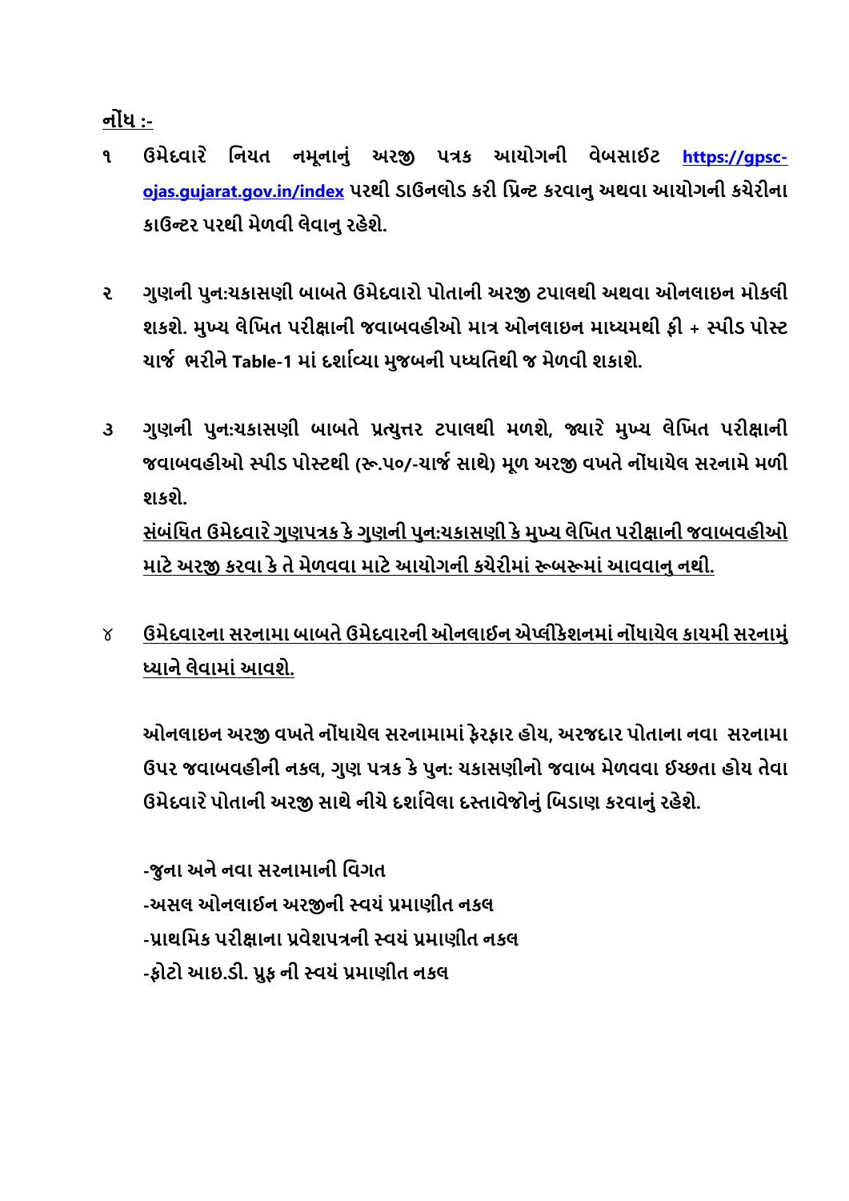<u>**નોંધ :-**</u>

**૧** **ઉમેદવારે નિયત નમૂનાનું અરજી પત્રક આયોગની વેબસાઇટ [https://gpsc-ojas.gujarat.gov.in/index](https://gpsc-ojas.gujarat.gov.in/index) પરથી ડાઉનલોડ કરી પ્રિન્ટ કરવાનુ અથવા આયોગની કચેરીના કાઉન્ટર પરથી મેળવી લેવાનુ રહેશે.**

**૨** **ગુણની પુનઃચકાસણી બાબતે ઉમેદવારો પોતાની અરજી ટપાલથી અથવા ઓનલાઇન મોકલી શકશે. મુખ્ય લેખિત પરીક્ષાની જવાબવહીઓ માત્ર ઓનલાઇન માધ્યમથી ફી + સ્પીડ પોસ્ટ ચાર્જ ભરીને Table-1 માં દર્શાવ્યા મુજબની પધ્ધતિથી જ મેળવી શકાશે.**

**૩** **ગુણની પુનઃચકાસણી બાબતે પ્રત્યુત્તર ટપાલથી મળશે, જ્યારે મુખ્ય લેખિત પરીક્ષાની જવાબવહીઓ સ્પીડ પોસ્ટથી (રૂ.૫૦/-ચાર્જ સાથે) મૂળ અરજી વખતે નોંધાયેલ સરનામે મળી શકશે.**

<u>**સંબંધિત ઉમેદવારે ગુણપત્રક કે ગુણની પુનઃચકાસણી કે મુખ્ય લેખિત પરીક્ષાની જવાબવહીઓ માટે અરજી કરવા કે તે મેળવવા માટે આયોગની કચેરીમાં રૂબરૂમાં આવવાનુ નથી.**</u>

**૪** <u>**ઉમેદવારના સરનામા બાબતે ઉમેદવારની ઓનલાઈન એપ્લીકેશનમાં નોંધાયેલ કાયમી સરનામું ધ્યાને લેવામાં આવશે.**</u>

**ઓનલાઇન અરજી વખતે નોંધાયેલ સરનામામાં ફેરફાર હોય, અરજદાર પોતાના નવા સરનામા ઉપર જવાબવહીની નકલ, ગુણ પત્રક કે પુનઃ ચકાસણીનો જવાબ મેળવવા ઈચ્છતા હોય તેવા ઉમેદવારે પોતાની અરજી સાથે નીચે દર્શાવેલા દસ્તાવેજોનું બિડાણ કરવાનું રહેશે.**

**-જુના અને નવા સરનામાની વિગત**
**-અસલ ઓનલાઈન અરજીની સ્વયં પ્રમાણીત નકલ**
**-પ્રાથમિક પરીક્ષાના પ્રવેશપત્રની સ્વયં પ્રમાણીત નકલ**
**-ફોટો આઇ.ડી. પ્રુફ ની સ્વયં પ્રમાણીત નકલ**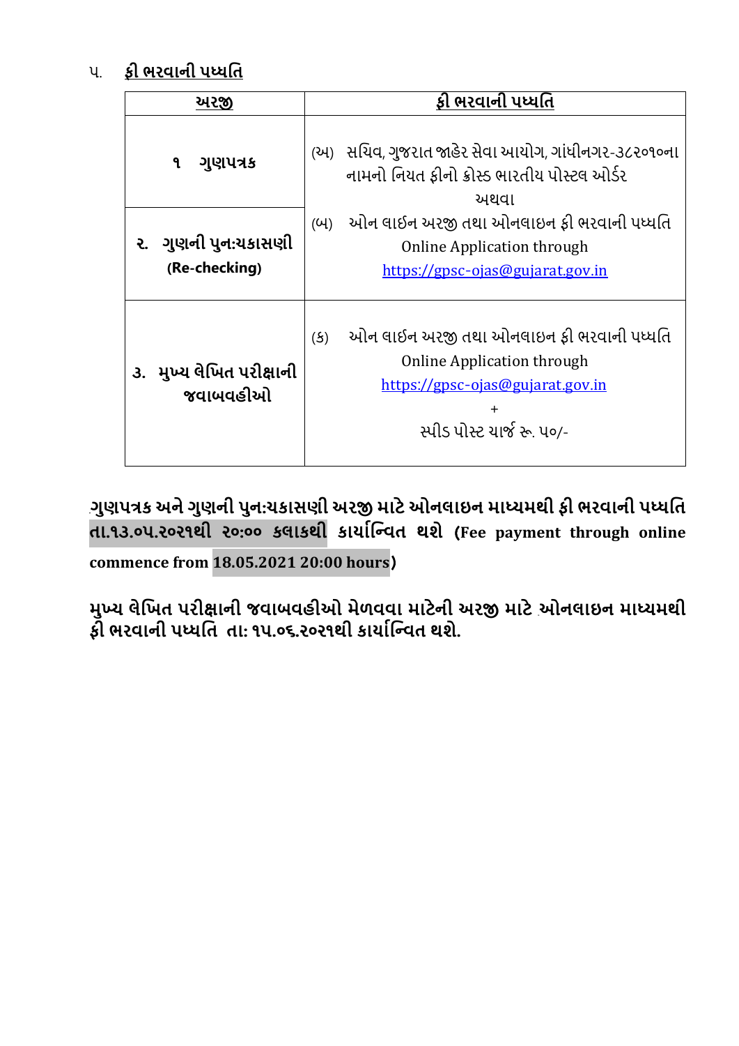૫. **ફી ભરવાની પધ્ધતિ**

| અરજી | ફી ભરવાની પધ્ધતિ |
|---|---|
| **૧ ગુણપત્રક** | (અ) સચિવ, ગુજરાત જાહેર સેવા આયોગ, ગાંધીનગર-૩૮૨૦૧૦ના નામનો નિયત ફીનો ક્રોસ્ડ ભારતીય પોસ્ટલ ઓર્ડર અથવા (બ) ઓન લાઈન અરજી તથા ઓનલાઇન ફી ભરવાની પધ્ધતિ Online Application through https://gpsc-ojas@gujarat.gov.in |
| **૨. ગુણની પુનઃચકાસણી (Re-checking)** | |
| **૩. મુખ્ય લેખિત પરીક્ષાની જવાબવહીઓ** | (ક) ઓન લાઈન અરજી તથા ઓનલાઇન ફી ભરવાની પધ્ધતિ Online Application through https://gpsc-ojas@gujarat.gov.in + સ્પીડ પોસ્ટ ચાર્જ રૂ. ૫૦/- |

**ગુણપત્રક અને ગુણની પુનઃચકાસણી અરજી માટે ઓનલાઇન માધ્યમથી ફી ભરવાની પધ્ધતિ તા.૧૩.૦૫.૨૦૨૧થી ૨૦:૦૦ કલાકથી કાર્યાન્વિત થશે (Fee payment through online commence from 18.05.2021 20:00 hours)**

**મુખ્ય લેખિત પરીક્ષાની જવાબવહીઓ મેળવવા માટેની અરજી માટે ઓનલાઇન માધ્યમથી ફી ભરવાની પધ્ધતિ તા: ૧૫.૦૬.૨૦૨૧થી કાર્યાન્વિત થશે.**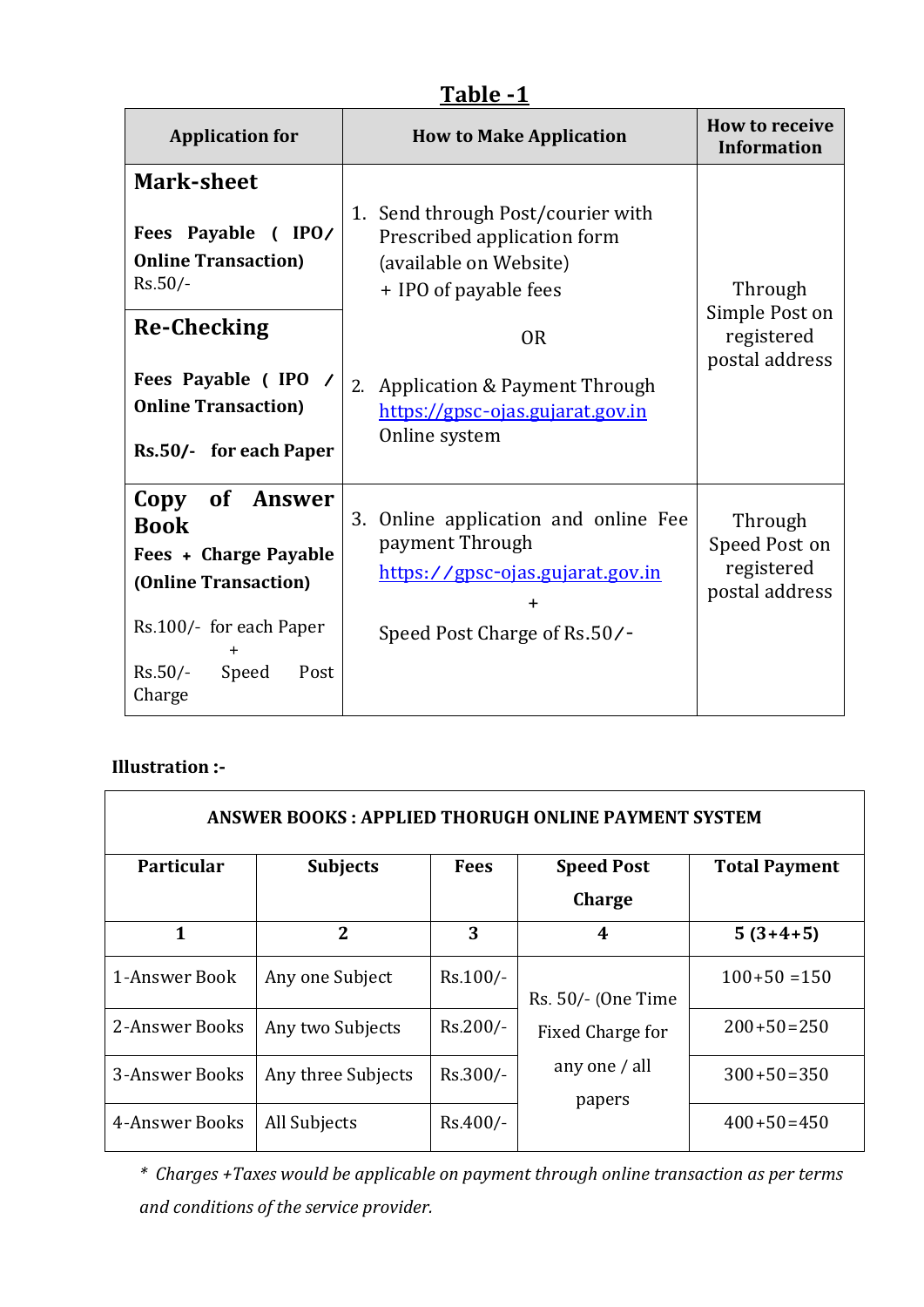## Table -1

| Application for | How to Make Application | How to receive Information |
|---|---|---|
| **Mark-sheet**<br><br>**Fees Payable ( IPO/ Online Transaction)**<br>Rs.50/- | 1. Send through Post/courier with Prescribed application form (available on Website) + IPO of payable fees<br><br>OR<br><br>2. Application & Payment Through https://gpsc-ojas.gujarat.gov.in Online system | Through Simple Post on registered postal address |
| **Re-Checking**<br><br>**Fees Payable ( IPO / Online Transaction)**<br><br>**Rs.50/- for each Paper** | | |
| **Copy of Answer Book**<br>**Fees + Charge Payable (Online Transaction)**<br><br>Rs.100/- for each Paper<br>+<br>Rs.50/- Speed Post Charge | 3. Online application and online Fee payment Through https://gpsc-ojas.gujarat.gov.in<br>+<br>Speed Post Charge of Rs.50/- | Through Speed Post on registered postal address |

**Illustration :-**

| ANSWER BOOKS : APPLIED THORUGH ONLINE PAYMENT SYSTEM | | | | |
|---|---|---|---|---|
| **Particular** | **Subjects** | **Fees** | **Speed Post Charge** | **Total Payment** |
| **1** | **2** | **3** | **4** | **5 (3+4+5)** |
| 1-Answer Book | Any one Subject | Rs.100/- | Rs. 50/- (One Time Fixed Charge for any one / all papers | 100+50 =150 |
| 2-Answer Books | Any two Subjects | Rs.200/- | | 200+50=250 |
| 3-Answer Books | Any three Subjects | Rs.300/- | | 300+50=350 |
| 4-Answer Books | All Subjects | Rs.400/- | | 400+50=450 |

*\* Charges +Taxes would be applicable on payment through online transaction as per terms and conditions of the service provider.*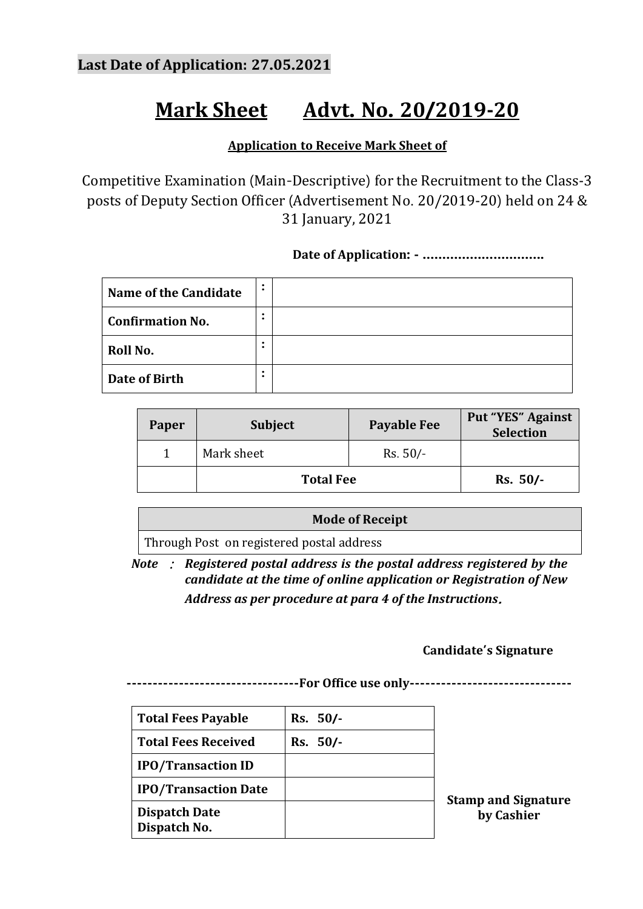**Last Date of Application: 27.05.2021**

# Mark Sheet      Advt. No. 20/2019-20

**Application to Receive Mark Sheet of**

Competitive Examination (Main-Descriptive) for the Recruitment to the Class-3 posts of Deputy Section Officer (Advertisement No. 20/2019-20) held on 24 & 31 January, 2021

**Date of Application: - ………………………….**

| | | |
|---|---|---|
| **Name of the Candidate** | : | |
| **Confirmation No.** | : | |
| **Roll No.** | : | |
| **Date of Birth** | : | |

| Paper | Subject | Payable Fee | Put "YES" Against Selection |
|---|---|---|---|
| 1 | Mark sheet | Rs. 50/- | |
| | **Total Fee** | | **Rs. 50/-** |

| Mode of Receipt |
|---|
| Through Post on registered postal address |

***Note : Registered postal address is the postal address registered by the candidate at the time of online application or Registration of New Address as per procedure at para 4 of the Instructions.***

**Candidate's Signature**

**--------------------------------For Office use only------------------------------**

| | |
|---|---|
| **Total Fees Payable** | **Rs. 50/-** |
| **Total Fees Received** | **Rs. 50/-** |
| **IPO/Transaction ID** | |
| **IPO/Transaction Date** | |
| **Dispatch Date Dispatch No.** | |

**Stamp and Signature by Cashier**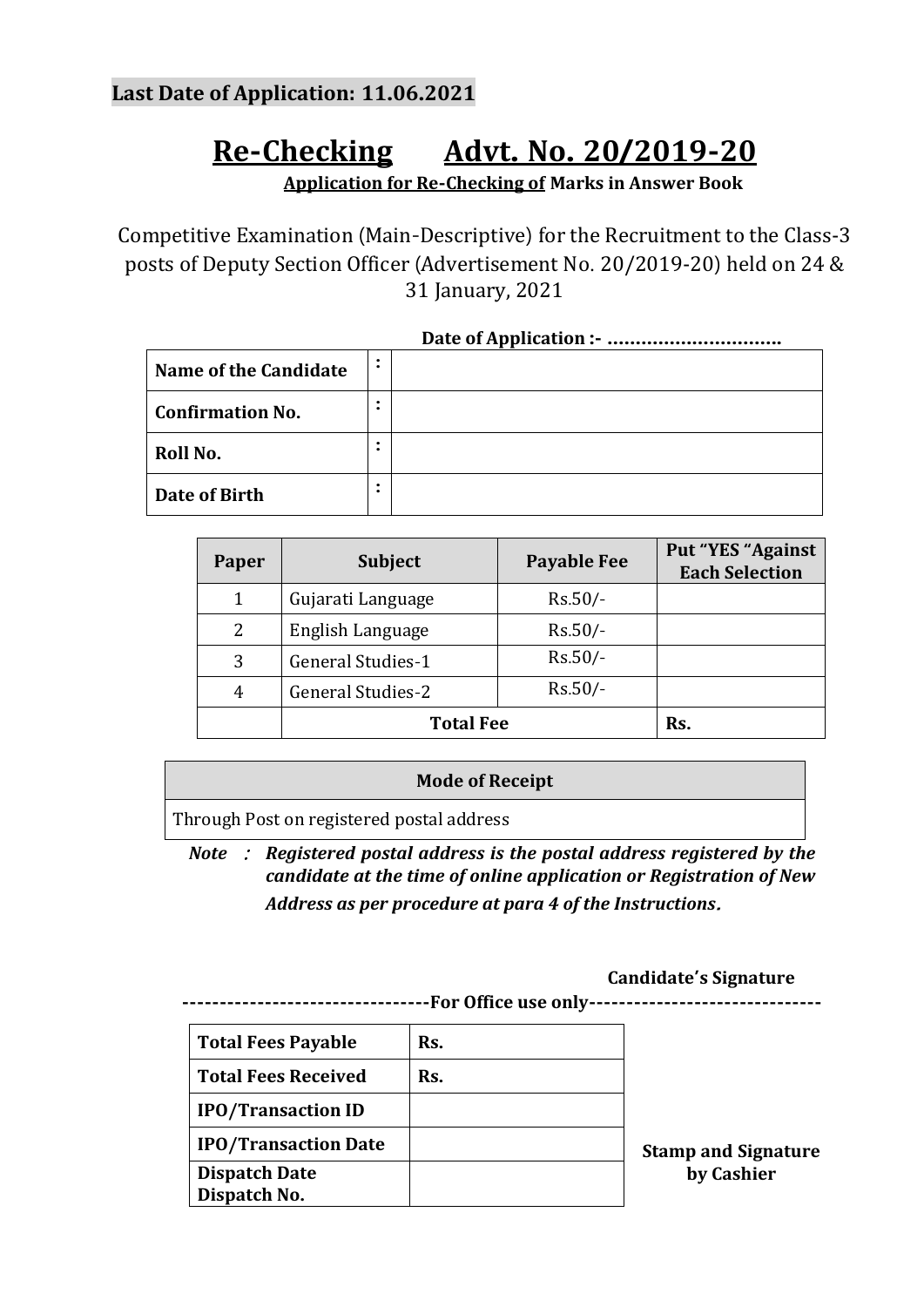**Last Date of Application: 11.06.2021**

# Re-Checking Advt. No. 20/2019-20

**Application for Re-Checking of Marks in Answer Book**

Competitive Examination (Main-Descriptive) for the Recruitment to the Class-3 posts of Deputy Section Officer (Advertisement No. 20/2019-20) held on 24 & 31 January, 2021

**Date of Application :- ………………………….**

| | | |
|---|---|---|
| **Name of the Candidate** | : | |
| **Confirmation No.** | : | |
| **Roll No.** | : | |
| **Date of Birth** | : | |

| Paper | Subject | Payable Fee | Put "YES "Against Each Selection |
|---|---|---|---|
| 1 | Gujarati Language | Rs.50/- | |
| 2 | English Language | Rs.50/- | |
| 3 | General Studies-1 | Rs.50/- | |
| 4 | General Studies-2 | Rs.50/- | |
| | **Total Fee** | | **Rs.** |

| Mode of Receipt |
|---|
| Through Post on registered postal address |

*Note : Registered postal address is the postal address registered by the candidate at the time of online application or Registration of New Address as per procedure at para 4 of the Instructions.*

**Candidate's Signature**

---------------------------------**For Office use only**-------------------------------

| | |
|---|---|
| **Total Fees Payable** | **Rs.** |
| **Total Fees Received** | **Rs.** |
| **IPO/Transaction ID** | |
| **IPO/Transaction Date** | |
| **Dispatch Date Dispatch No.** | |

**Stamp and Signature by Cashier**